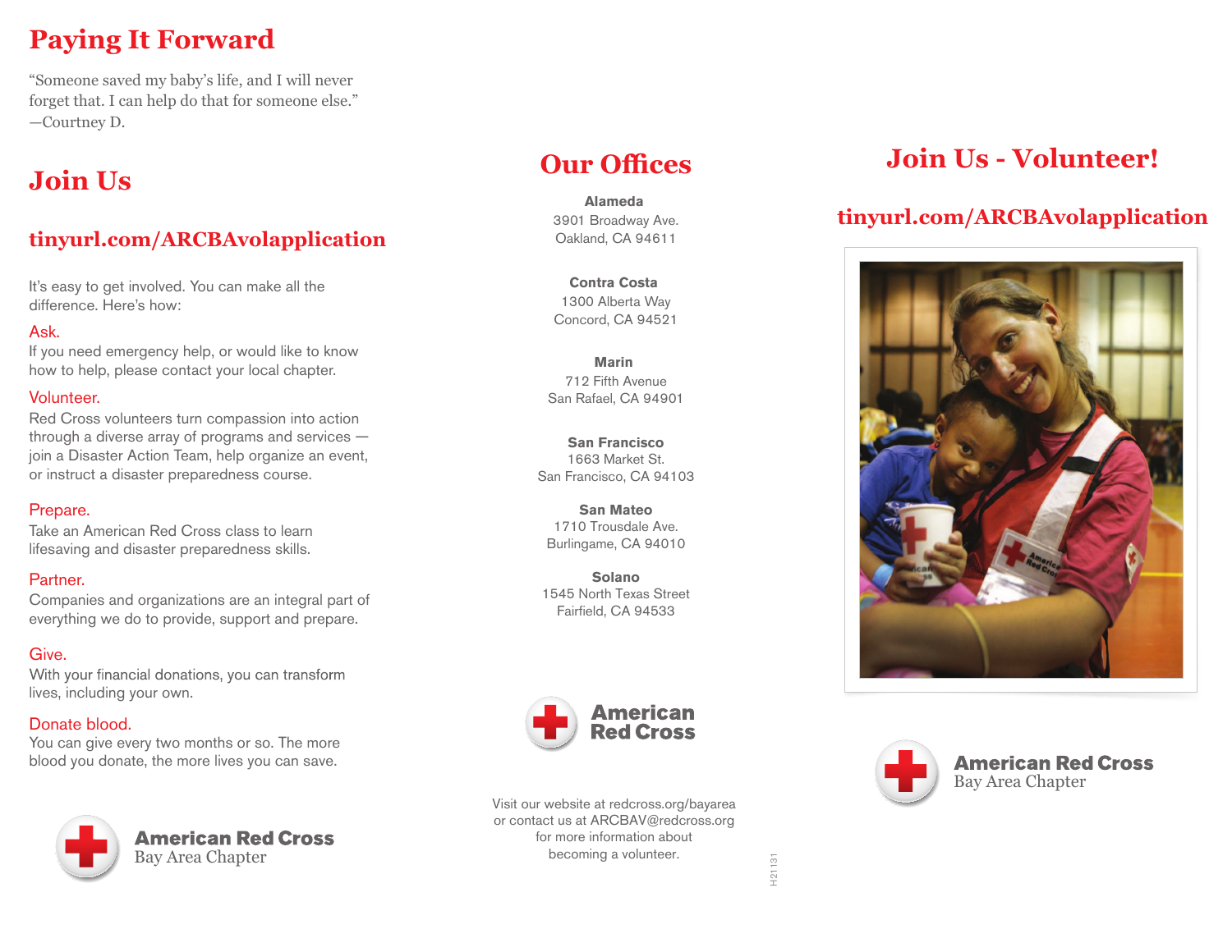## Paying It Forward

"Someone saved my baby's life, and I will never forget that. I can help do that for someone else."
—Courtney D.

## Join Us

### tinyurl.com/ARCBAvolapplication

It's easy to get involved. You can make all the difference. Here's how:

**Ask.**
If you need emergency help, or would like to know how to help, please contact your local chapter.

**Volunteer.**
Red Cross volunteers turn compassion into action through a diverse array of programs and services — join a Disaster Action Team, help organize an event, or instruct a disaster preparedness course.

**Prepare.**
Take an American Red Cross class to learn lifesaving and disaster preparedness skills.

**Partner.**
Companies and organizations are an integral part of everything we do to provide, support and prepare.

**Give.**
With your financial donations, you can transform lives, including your own.

**Donate blood.**
You can give every two months or so. The more blood you donate, the more lives you can save.

American Red Cross
Bay Area Chapter

## Our Offices

**Alameda**
3901 Broadway Ave.
Oakland, CA 94611

**Contra Costa**
1300 Alberta Way
Concord, CA 94521

**Marin**
712 Fifth Avenue
San Rafael, CA 94901

**San Francisco**
1663 Market St.
San Francisco, CA 94103

**San Mateo**
1710 Trousdale Ave.
Burlingame, CA 94010

**Solano**
1545 North Texas Street
Fairfield, CA 94533

American Red Cross

Visit our website at redcross.org/bayarea or contact us at ARCBAV@redcross.org for more information about becoming a volunteer.

H21131

## Join Us - Volunteer!

### tinyurl.com/ARCBAvolapplication

American Red Cross
Bay Area Chapter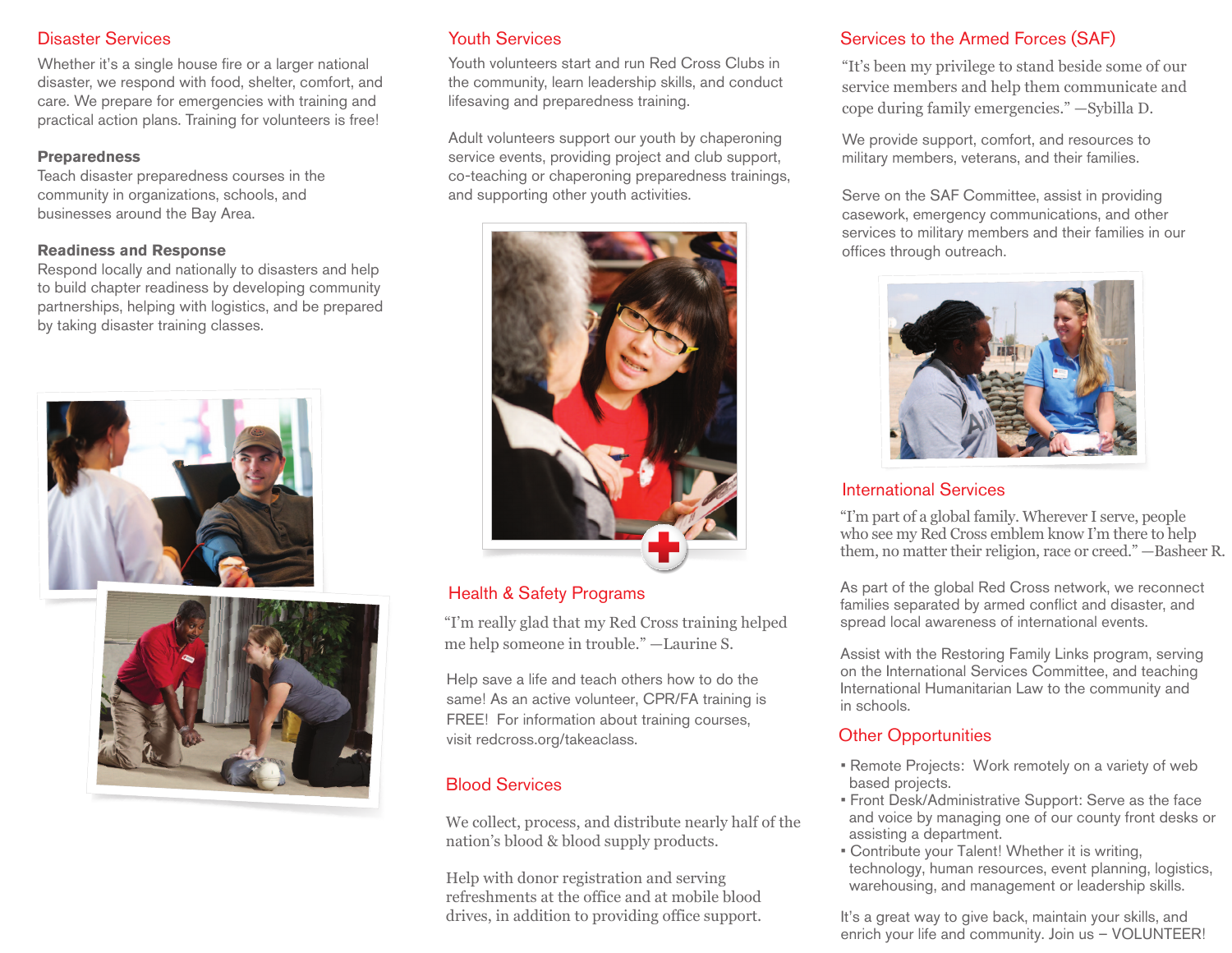## Disaster Services

Whether it's a single house fire or a larger national disaster, we respond with food, shelter, comfort, and care. We prepare for emergencies with training and practical action plans. Training for volunteers is free!

**Preparedness**
Teach disaster preparedness courses in the community in organizations, schools, and businesses around the Bay Area.

**Readiness and Response**
Respond locally and nationally to disasters and help to build chapter readiness by developing community partnerships, helping with logistics, and be prepared by taking disaster training classes.

## Youth Services

Youth volunteers start and run Red Cross Clubs in the community, learn leadership skills, and conduct lifesaving and preparedness training.

Adult volunteers support our youth by chaperoning service events, providing project and club support, co-teaching or chaperoning preparedness trainings, and supporting other youth activities.

## Health & Safety Programs

"I'm really glad that my Red Cross training helped me help someone in trouble." —Laurine S.

Help save a life and teach others how to do the same! As an active volunteer, CPR/FA training is FREE! For information about training courses, visit redcross.org/takeaclass.

## Blood Services

We collect, process, and distribute nearly half of the nation's blood & blood supply products.

Help with donor registration and serving refreshments at the office and at mobile blood drives, in addition to providing office support.

## Services to the Armed Forces (SAF)

"It's been my privilege to stand beside some of our service members and help them communicate and cope during family emergencies." —Sybilla D.

We provide support, comfort, and resources to military members, veterans, and their families.

Serve on the SAF Committee, assist in providing casework, emergency communications, and other services to military members and their families in our offices through outreach.

## International Services

"I'm part of a global family. Wherever I serve, people who see my Red Cross emblem know I'm there to help them, no matter their religion, race or creed." —Basheer R.

As part of the global Red Cross network, we reconnect families separated by armed conflict and disaster, and spread local awareness of international events.

Assist with the Restoring Family Links program, serving on the International Services Committee, and teaching International Humanitarian Law to the community and in schools.

## Other Opportunities

- Remote Projects: Work remotely on a variety of web based projects.
- Front Desk/Administrative Support: Serve as the face and voice by managing one of our county front desks or assisting a department.
- Contribute your Talent! Whether it is writing, technology, human resources, event planning, logistics, warehousing, and management or leadership skills.

It's a great way to give back, maintain your skills, and enrich your life and community. Join us – VOLUNTEER!